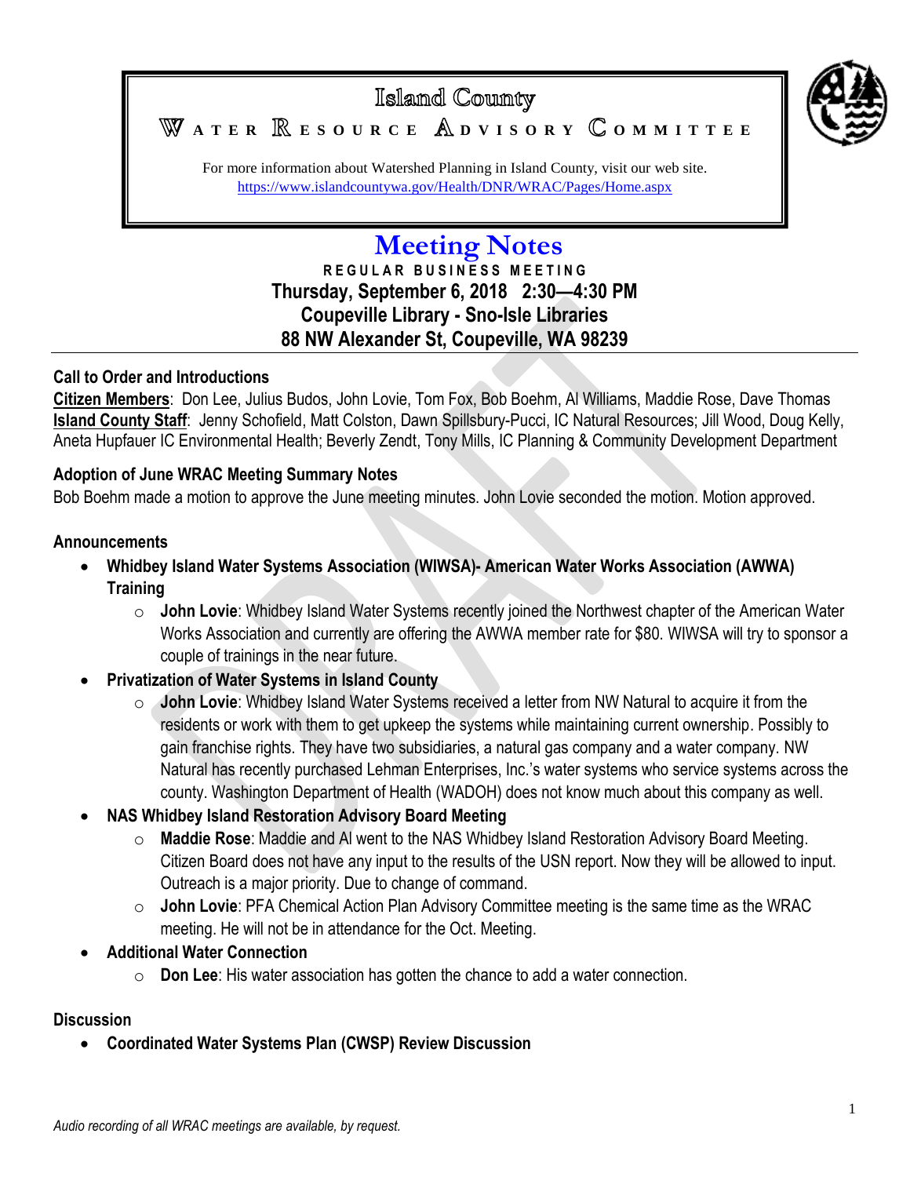# Island County

## Water Resource Advisory Committee

For more information about Watershed Planning in Island County, visit our web site.
https://www.islandcountywa.gov/Health/DNR/WRAC/Pages/Home.aspx

# Meeting Notes

**REGULAR BUSINESS MEETING**

**Thursday, September 6, 2018 2:30—4:30 PM**
**Coupeville Library - Sno-Isle Libraries**
**88 NW Alexander St, Coupeville, WA 98239**

### Call to Order and Introductions

**Citizen Members**: Don Lee, Julius Budos, John Lovie, Tom Fox, Bob Boehm, Al Williams, Maddie Rose, Dave Thomas
**Island County Staff**: Jenny Schofield, Matt Colston, Dawn Spillsbury-Pucci, IC Natural Resources; Jill Wood, Doug Kelly, Aneta Hupfauer IC Environmental Health; Beverly Zendt, Tony Mills, IC Planning & Community Development Department

### Adoption of June WRAC Meeting Summary Notes

Bob Boehm made a motion to approve the June meeting minutes. John Lovie seconded the motion. Motion approved.

### Announcements

- **Whidbey Island Water Systems Association (WIWSA)- American Water Works Association (AWWA) Training**
  - **John Lovie**: Whidbey Island Water Systems recently joined the Northwest chapter of the American Water Works Association and currently are offering the AWWA member rate for $80. WIWSA will try to sponsor a couple of trainings in the near future.
- **Privatization of Water Systems in Island County**
  - **John Lovie**: Whidbey Island Water Systems received a letter from NW Natural to acquire it from the residents or work with them to get upkeep the systems while maintaining current ownership. Possibly to gain franchise rights. They have two subsidiaries, a natural gas company and a water company. NW Natural has recently purchased Lehman Enterprises, Inc.'s water systems who service systems across the county. Washington Department of Health (WADOH) does not know much about this company as well.
- **NAS Whidbey Island Restoration Advisory Board Meeting**
  - **Maddie Rose**: Maddie and Al went to the NAS Whidbey Island Restoration Advisory Board Meeting. Citizen Board does not have any input to the results of the USN report. Now they will be allowed to input. Outreach is a major priority. Due to change of command.
  - **John Lovie**: PFA Chemical Action Plan Advisory Committee meeting is the same time as the WRAC meeting. He will not be in attendance for the Oct. Meeting.
- **Additional Water Connection**
  - **Don Lee**: His water association has gotten the chance to add a water connection.

### Discussion

- **Coordinated Water Systems Plan (CWSP) Review Discussion**

*Audio recording of all WRAC meetings are available, by request.*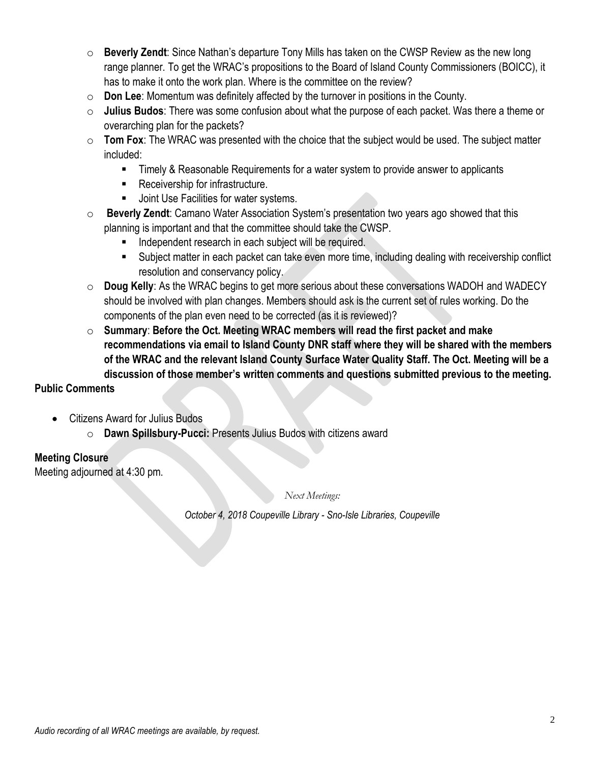- **Beverly Zendt**: Since Nathan's departure Tony Mills has taken on the CWSP Review as the new long range planner. To get the WRAC's propositions to the Board of Island County Commissioners (BOICC), it has to make it onto the work plan. Where is the committee on the review?
- **Don Lee**: Momentum was definitely affected by the turnover in positions in the County.
- **Julius Budos**: There was some confusion about what the purpose of each packet. Was there a theme or overarching plan for the packets?
- **Tom Fox**: The WRAC was presented with the choice that the subject would be used. The subject matter included:
  - Timely & Reasonable Requirements for a water system to provide answer to applicants
  - Receivership for infrastructure.
  - Joint Use Facilities for water systems.
- **Beverly Zendt**: Camano Water Association System's presentation two years ago showed that this planning is important and that the committee should take the CWSP.
  - Independent research in each subject will be required.
  - Subject matter in each packet can take even more time, including dealing with receivership conflict resolution and conservancy policy.
- **Doug Kelly**: As the WRAC begins to get more serious about these conversations WADOH and WADECY should be involved with plan changes. Members should ask is the current set of rules working. Do the components of the plan even need to be corrected (as it is reviewed)?
- **Summary**: **Before the Oct. Meeting WRAC members will read the first packet and make recommendations via email to Island County DNR staff where they will be shared with the members of the WRAC and the relevant Island County Surface Water Quality Staff. The Oct. Meeting will be a discussion of those member's written comments and questions submitted previous to the meeting.**

**Public Comments**

- Citizens Award for Julius Budos
  - **Dawn Spillsbury-Pucci:** Presents Julius Budos with citizens award

**Meeting Closure**

Meeting adjourned at 4:30 pm.

*Next Meetings:*

*October 4, 2018 Coupeville Library - Sno-Isle Libraries, Coupeville*

*Audio recording of all WRAC meetings are available, by request.*